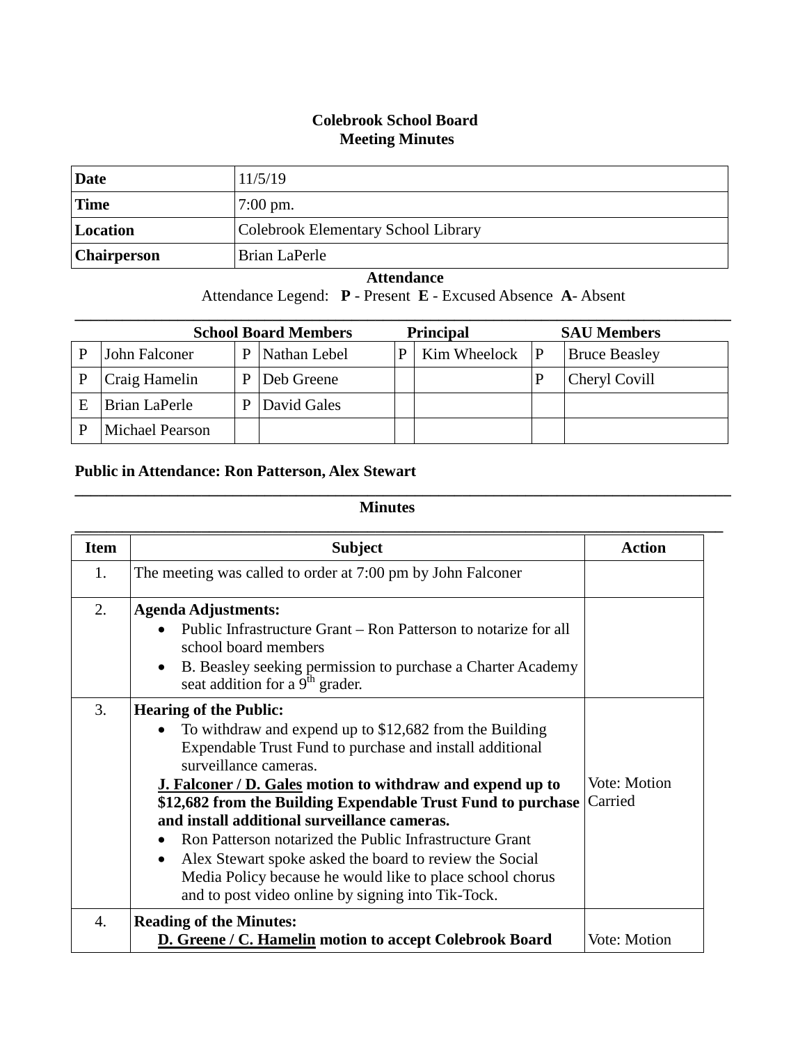# Colebrook School Board
## Meeting Minutes

| **Date** | 11/5/19 |
|---|---|
| **Time** | 7:00 pm. |
| **Location** | Colebrook Elementary School Library |
| **Chairperson** | Brian LaPerle |

**Attendance**

Attendance Legend: **P** - Present **E** - Excused Absence **A**- Absent

| | **School Board Members** | | | | **Principal** | | **SAU Members** |
|---|---|---|---|---|---|---|---|
| P | John Falconer | P | Nathan Lebel | P | Kim Wheelock | P | Bruce Beasley |
| P | Craig Hamelin | P | Deb Greene | | | P | Cheryl Covill |
| E | Brian LaPerle | P | David Gales | | | | |
| P | Michael Pearson | | | | | | |

**Public in Attendance: Ron Patterson, Alex Stewart**

**Minutes**

| Item | Subject | Action |
|---|---|---|
| 1. | The meeting was called to order at 7:00 pm by John Falconer | |
| 2. | **Agenda Adjustments:**<br>• Public Infrastructure Grant – Ron Patterson to notarize for all school board members<br>• B. Beasley seeking permission to purchase a Charter Academy seat addition for a 9th grader. | |
| 3. | **Hearing of the Public:**<br>• To withdraw and expend up to $12,682 from the Building Expendable Trust Fund to purchase and install additional surveillance cameras.<br>**J. Falconer / D. Gales motion to withdraw and expend up to $12,682 from the Building Expendable Trust Fund to purchase and install additional surveillance cameras.**<br>• Ron Patterson notarized the Public Infrastructure Grant<br>• Alex Stewart spoke asked the board to review the Social Media Policy because he would like to place school chorus and to post video online by signing into Tik-Tock. | Vote: Motion Carried |
| 4. | **Reading of the Minutes:**<br>**D. Greene / C. Hamelin motion to accept Colebrook Board** | Vote: Motion |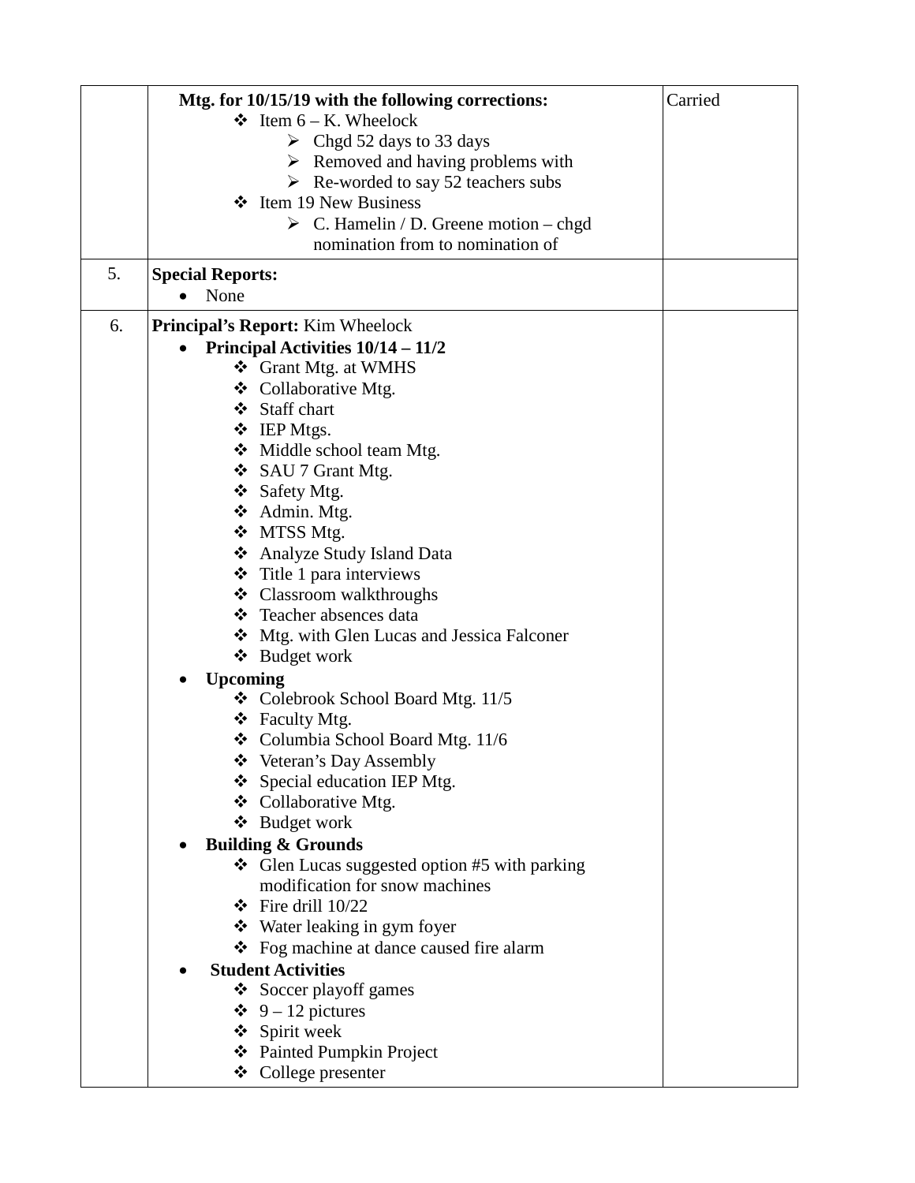| | | |
|---|---|---|
| | **Mtg. for 10/15/19 with the following corrections:**<br>❖ Item 6 – K. Wheelock<br>➢ Chgd 52 days to 33 days<br>➢ Removed and having problems with<br>➢ Re-worded to say 52 teachers subs<br>❖ Item 19 New Business<br>➢ C. Hamelin / D. Greene motion – chgd nomination from to nomination of | Carried |
| 5. | **Special Reports:**<br>• None | |
| 6. | **Principal's Report:** Kim Wheelock<br>• **Principal Activities 10/14 – 11/2**<br>❖ Grant Mtg. at WMHS<br>❖ Collaborative Mtg.<br>❖ Staff chart<br>❖ IEP Mtgs.<br>❖ Middle school team Mtg.<br>❖ SAU 7 Grant Mtg.<br>❖ Safety Mtg.<br>❖ Admin. Mtg.<br>❖ MTSS Mtg.<br>❖ Analyze Study Island Data<br>❖ Title 1 para interviews<br>❖ Classroom walkthroughs<br>❖ Teacher absences data<br>❖ Mtg. with Glen Lucas and Jessica Falconer<br>❖ Budget work<br>• **Upcoming**<br>❖ Colebrook School Board Mtg. 11/5<br>❖ Faculty Mtg.<br>❖ Columbia School Board Mtg. 11/6<br>❖ Veteran's Day Assembly<br>❖ Special education IEP Mtg.<br>❖ Collaborative Mtg.<br>❖ Budget work<br>• **Building & Grounds**<br>❖ Glen Lucas suggested option #5 with parking modification for snow machines<br>❖ Fire drill 10/22<br>❖ Water leaking in gym foyer<br>❖ Fog machine at dance caused fire alarm<br>• **Student Activities**<br>❖ Soccer playoff games<br>❖ 9 – 12 pictures<br>❖ Spirit week<br>❖ Painted Pumpkin Project<br>❖ College presenter | |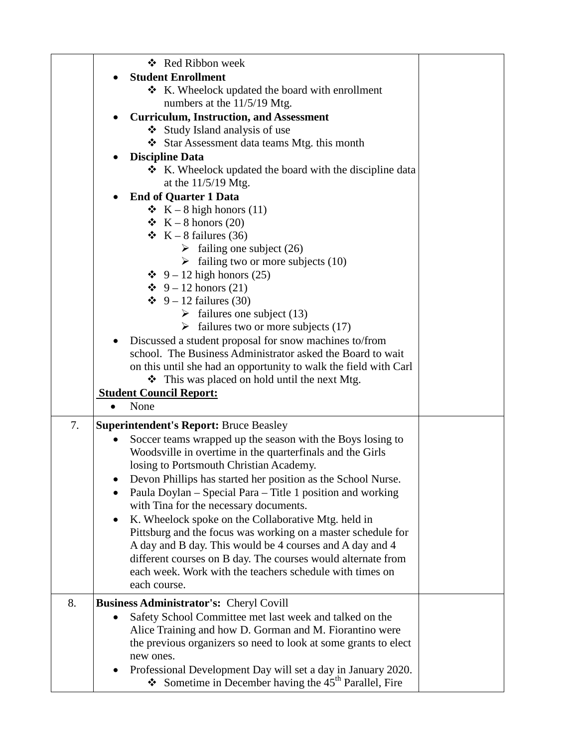| | | |
|---|---|---|
| | ❖ Red Ribbon week<br>• **Student Enrollment**<br>❖ K. Wheelock updated the board with enrollment numbers at the 11/5/19 Mtg.<br>• **Curriculum, Instruction, and Assessment**<br>❖ Study Island analysis of use<br>❖ Star Assessment data teams Mtg. this month<br>• **Discipline Data**<br>❖ K. Wheelock updated the board with the discipline data at the 11/5/19 Mtg.<br>• **End of Quarter 1 Data**<br>❖ K – 8 high honors (11)<br>❖ K – 8 honors (20)<br>❖ K – 8 failures (36)<br>➢ failing one subject (26)<br>➢ failing two or more subjects (10)<br>❖ 9 – 12 high honors (25)<br>❖ 9 – 12 honors (21)<br>❖ 9 – 12 failures (30)<br>➢ failures one subject (13)<br>➢ failures two or more subjects (17)<br>• Discussed a student proposal for snow machines to/from school. The Business Administrator asked the Board to wait on this until she had an opportunity to walk the field with Carl<br>❖ This was placed on hold until the next Mtg.<br>**Student Council Report:**<br>• None | |
| 7. | **Superintendent's Report:** Bruce Beasley<br>• Soccer teams wrapped up the season with the Boys losing to Woodsville in overtime in the quarterfinals and the Girls losing to Portsmouth Christian Academy.<br>• Devon Phillips has started her position as the School Nurse.<br>• Paula Doylan – Special Para – Title 1 position and working with Tina for the necessary documents.<br>• K. Wheelock spoke on the Collaborative Mtg. held in Pittsburg and the focus was working on a master schedule for A day and B day. This would be 4 courses and A day and 4 different courses on B day. The courses would alternate from each week. Work with the teachers schedule with times on each course. | |
| 8. | **Business Administrator's:** Cheryl Covill<br>• Safety School Committee met last week and talked on the Alice Training and how D. Gorman and M. Fiorantino were the previous organizers so need to look at some grants to elect new ones.<br>• Professional Development Day will set a day in January 2020.<br>❖ Sometime in December having the 45th Parallel, Fire | |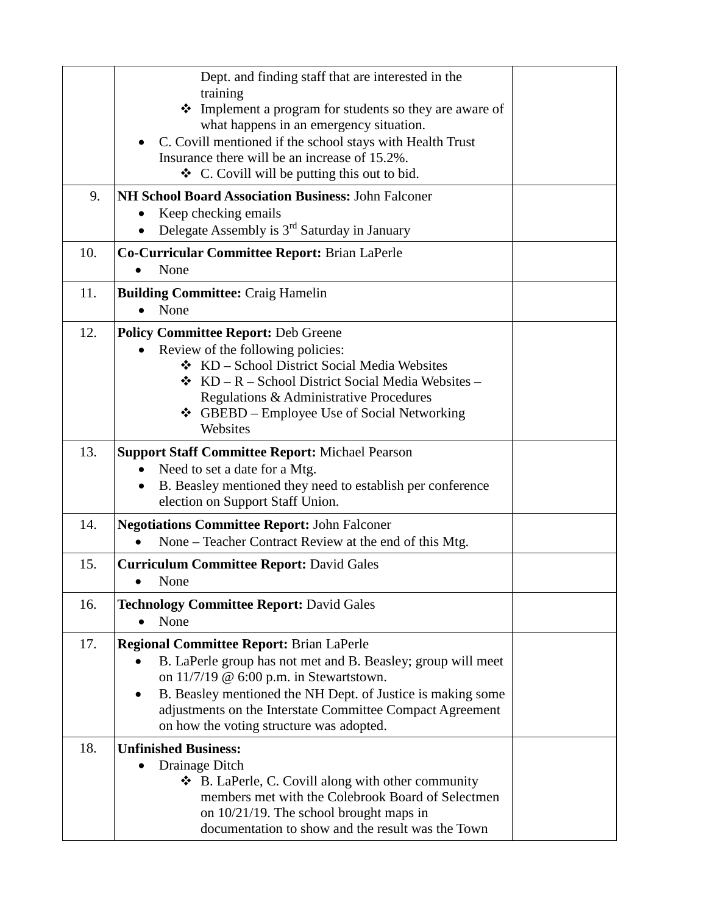| | | |
|---|---|---|
| | Dept. and finding staff that are interested in the training<br>❖ Implement a program for students so they are aware of what happens in an emergency situation.<br>• C. Covill mentioned if the school stays with Health Trust Insurance there will be an increase of 15.2%.<br>❖ C. Covill will be putting this out to bid. | |
| 9. | **NH School Board Association Business:** John Falconer<br>• Keep checking emails<br>• Delegate Assembly is 3rd Saturday in January | |
| 10. | **Co-Curricular Committee Report:** Brian LaPerle<br>• None | |
| 11. | **Building Committee:** Craig Hamelin<br>• None | |
| 12. | **Policy Committee Report:** Deb Greene<br>• Review of the following policies:<br>❖ KD – School District Social Media Websites<br>❖ KD – R – School District Social Media Websites – Regulations & Administrative Procedures<br>❖ GBEBD – Employee Use of Social Networking Websites | |
| 13. | **Support Staff Committee Report:** Michael Pearson<br>• Need to set a date for a Mtg.<br>• B. Beasley mentioned they need to establish per conference election on Support Staff Union. | |
| 14. | **Negotiations Committee Report:** John Falconer<br>• None – Teacher Contract Review at the end of this Mtg. | |
| 15. | **Curriculum Committee Report:** David Gales<br>• None | |
| 16. | **Technology Committee Report:** David Gales<br>• None | |
| 17. | **Regional Committee Report:** Brian LaPerle<br>• B. LaPerle group has not met and B. Beasley; group will meet on 11/7/19 @ 6:00 p.m. in Stewartstown.<br>• B. Beasley mentioned the NH Dept. of Justice is making some adjustments on the Interstate Committee Compact Agreement on how the voting structure was adopted. | |
| 18. | **Unfinished Business:**<br>• Drainage Ditch<br>❖ B. LaPerle, C. Covill along with other community members met with the Colebrook Board of Selectmen on 10/21/19. The school brought maps in documentation to show and the result was the Town | |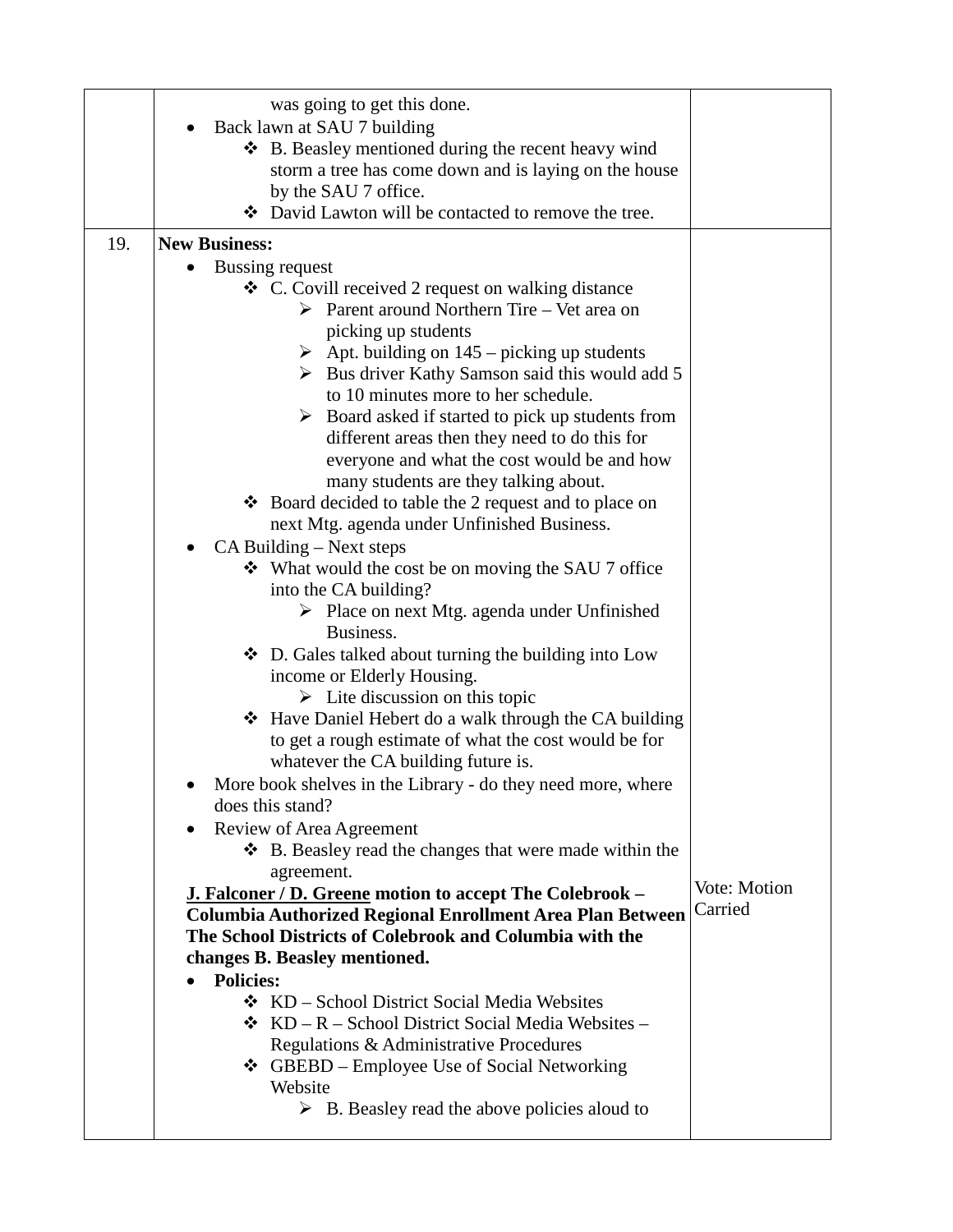| | | |
|---|---|---|
| | was going to get this done.<br>• Back lawn at SAU 7 building<br>❖ B. Beasley mentioned during the recent heavy wind storm a tree has come down and is laying on the house by the SAU 7 office.<br>❖ David Lawton will be contacted to remove the tree. | |
| 19. | **New Business:**<br>• Bussing request<br>❖ C. Covill received 2 request on walking distance<br>➢ Parent around Northern Tire – Vet area on picking up students<br>➢ Apt. building on 145 – picking up students<br>➢ Bus driver Kathy Samson said this would add 5 to 10 minutes more to her schedule.<br>➢ Board asked if started to pick up students from different areas then they need to do this for everyone and what the cost would be and how many students are they talking about.<br>❖ Board decided to table the 2 request and to place on next Mtg. agenda under Unfinished Business.<br>• CA Building – Next steps<br>❖ What would the cost be on moving the SAU 7 office into the CA building?<br>➢ Place on next Mtg. agenda under Unfinished Business.<br>❖ D. Gales talked about turning the building into Low income or Elderly Housing.<br>➢ Lite discussion on this topic<br>❖ Have Daniel Hebert do a walk through the CA building to get a rough estimate of what the cost would be for whatever the CA building future is.<br>• More book shelves in the Library - do they need more, where does this stand?<br>• Review of Area Agreement<br>❖ B. Beasley read the changes that were made within the agreement.<br>**<u>J. Falconer / D. Greene</u> motion to accept The Colebrook – Columbia Authorized Regional Enrollment Area Plan Between The School Districts of Colebrook and Columbia with the changes B. Beasley mentioned.**<br>• **Policies:**<br>❖ KD – School District Social Media Websites<br>❖ KD – R – School District Social Media Websites – Regulations & Administrative Procedures<br>❖ GBEBD – Employee Use of Social Networking Website<br>➢ B. Beasley read the above policies aloud to | Vote: Motion Carried |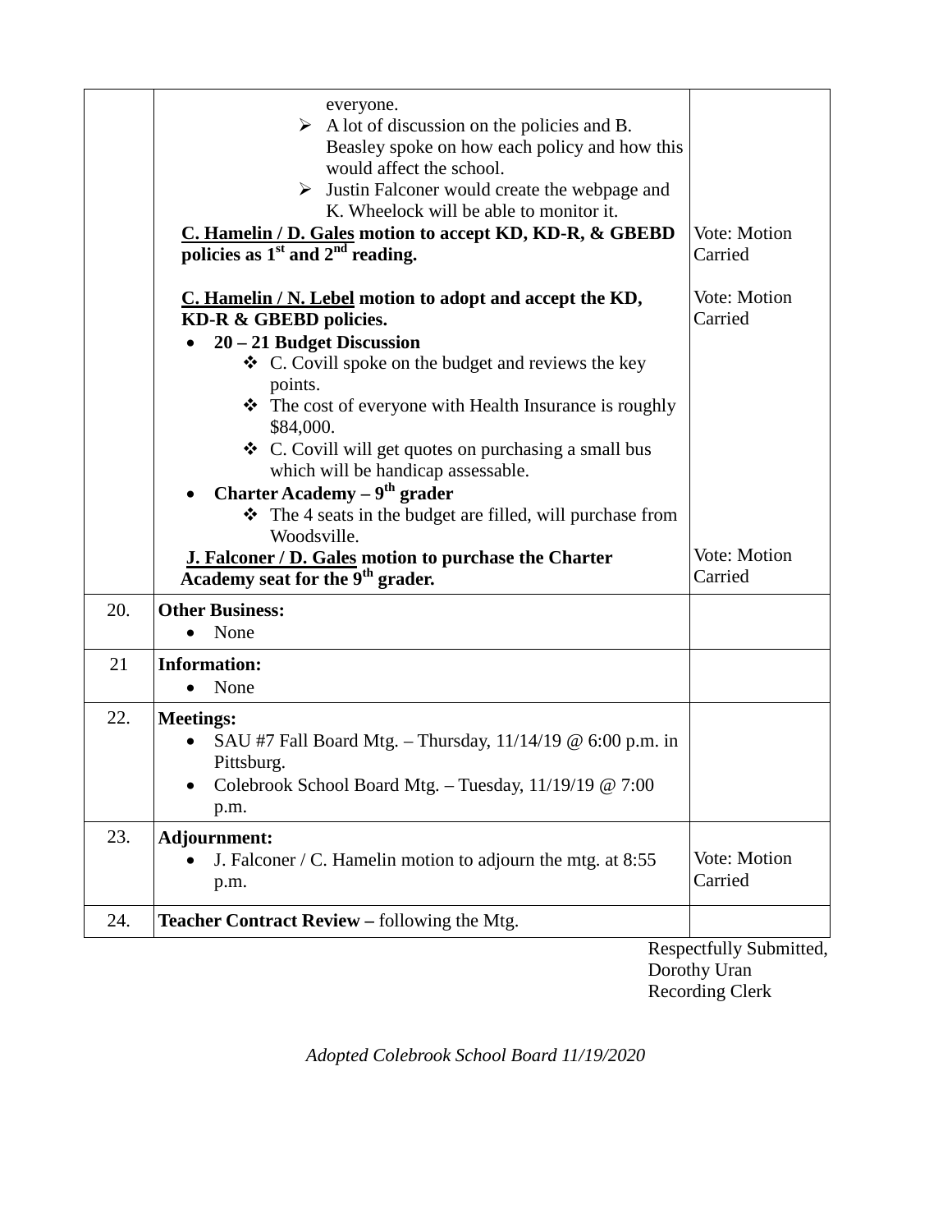| | | |
|---|---|---|
| | everyone.<br>➢ A lot of discussion on the policies and B. Beasley spoke on how each policy and how this would affect the school.<br>➢ Justin Falconer would create the webpage and K. Wheelock will be able to monitor it.<br>**<u>C. Hamelin / D. Gales</u> motion to accept KD, KD-R, & GBEBD policies as 1st and 2nd reading.** | Vote: Motion Carried |
| | **<u>C. Hamelin / N. Lebel</u> motion to adopt and accept the KD, KD-R & GBEBD policies.**<br>• **20 – 21 Budget Discussion**<br>❖ C. Covill spoke on the budget and reviews the key points.<br>❖ The cost of everyone with Health Insurance is roughly $84,000.<br>❖ C. Covill will get quotes on purchasing a small bus which will be handicap assessable.<br>• **Charter Academy – 9th grader**<br>❖ The 4 seats in the budget are filled, will purchase from Woodsville. | Vote: Motion Carried |
| | **<u>J. Falconer / D. Gales</u> motion to purchase the Charter Academy seat for the 9th grader.** | Vote: Motion Carried |
| 20. | **Other Business:**<br>• None | |
| 21 | **Information:**<br>• None | |
| 22. | **Meetings:**<br>• SAU #7 Fall Board Mtg. – Thursday, 11/14/19 @ 6:00 p.m. in Pittsburg.<br>• Colebrook School Board Mtg. – Tuesday, 11/19/19 @ 7:00 p.m. | |
| 23. | **Adjournment:**<br>• J. Falconer / C. Hamelin motion to adjourn the mtg. at 8:55 p.m. | Vote: Motion Carried |
| 24. | **Teacher Contract Review –** following the Mtg. | |

Respectfully Submitted,
Dorothy Uran
Recording Clerk

*Adopted Colebrook School Board 11/19/2020*